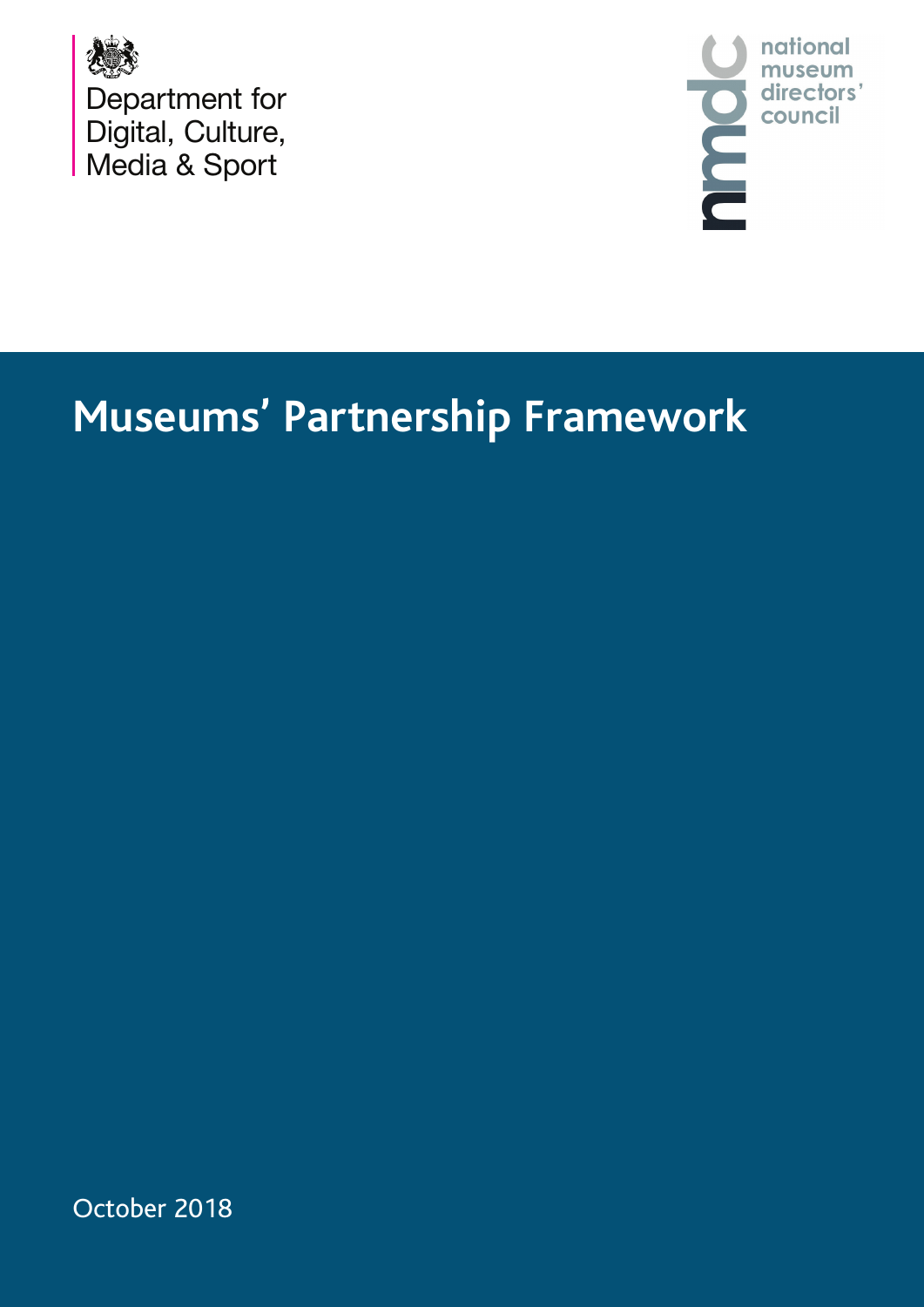Department for Digital, Culture, Media & Sport

national museum directors' council

# Museums' Partnership Framework

October 2018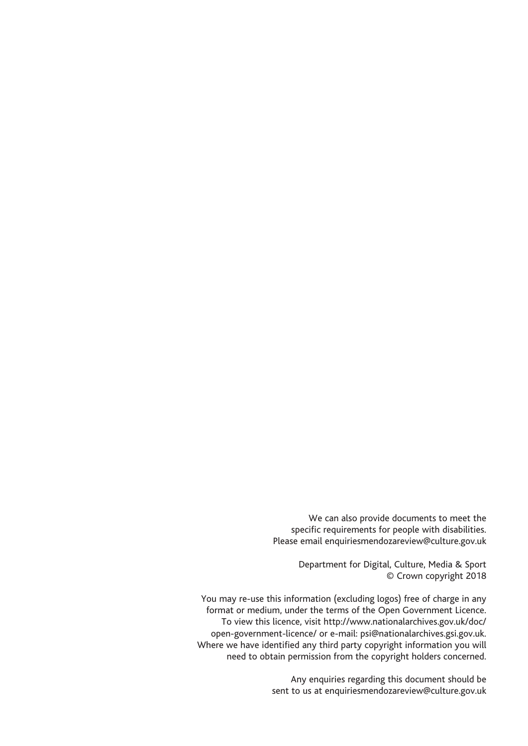We can also provide documents to meet the specific requirements for people with disabilities. Please email enquiriesmendozareview@culture.gov.uk

Department for Digital, Culture, Media & Sport
© Crown copyright 2018

You may re-use this information (excluding logos) free of charge in any format or medium, under the terms of the Open Government Licence. To view this licence, visit http://www.nationalarchives.gov.uk/doc/open-government-licence/ or e-mail: psi@nationalarchives.gsi.gov.uk. Where we have identified any third party copyright information you will need to obtain permission from the copyright holders concerned.

Any enquiries regarding this document should be sent to us at enquiriesmendozareview@culture.gov.uk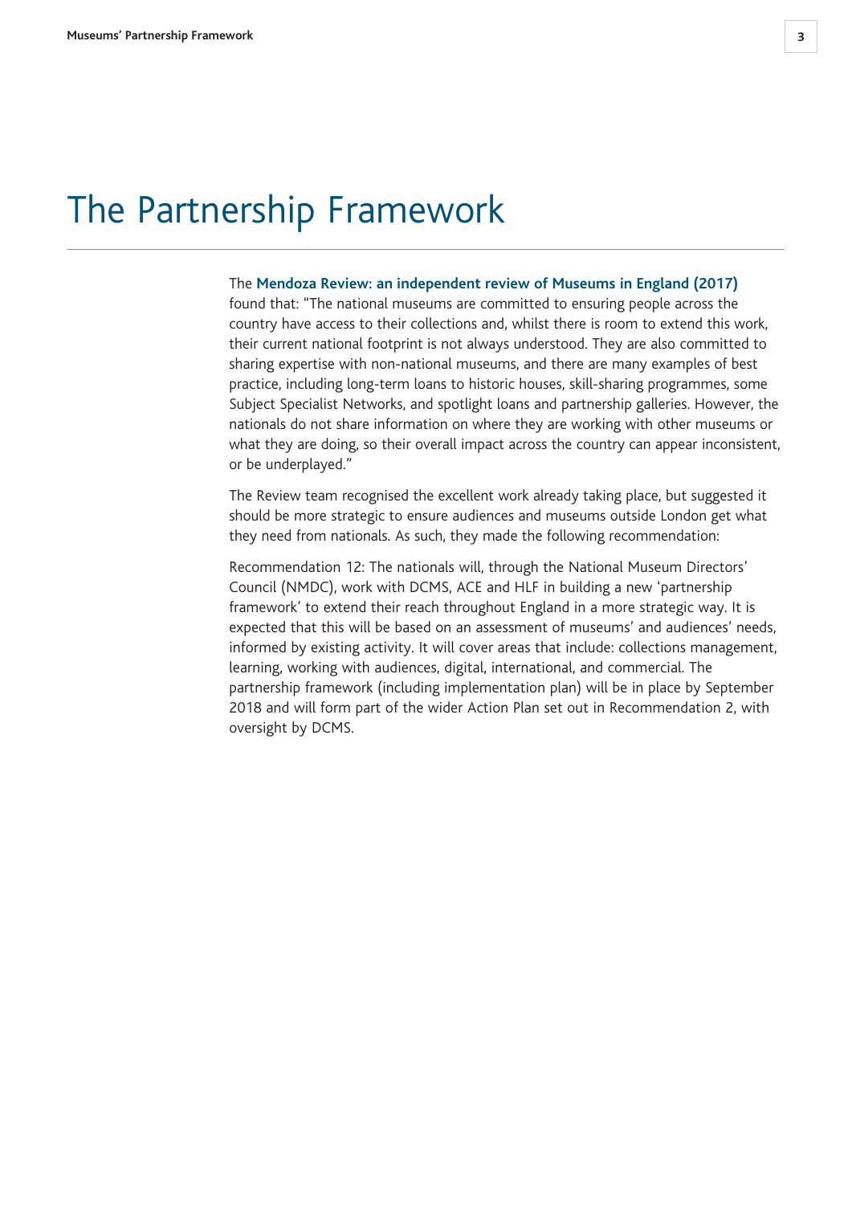# The Partnership Framework

The **Mendoza Review: an independent review of Museums in England (2017)** found that: "The national museums are committed to ensuring people across the country have access to their collections and, whilst there is room to extend this work, their current national footprint is not always understood. They are also committed to sharing expertise with non-national museums, and there are many examples of best practice, including long-term loans to historic houses, skill-sharing programmes, some Subject Specialist Networks, and spotlight loans and partnership galleries. However, the nationals do not share information on where they are working with other museums or what they are doing, so their overall impact across the country can appear inconsistent, or be underplayed."

The Review team recognised the excellent work already taking place, but suggested it should be more strategic to ensure audiences and museums outside London get what they need from nationals. As such, they made the following recommendation:

Recommendation 12: The nationals will, through the National Museum Directors' Council (NMDC), work with DCMS, ACE and HLF in building a new 'partnership framework' to extend their reach throughout England in a more strategic way. It is expected that this will be based on an assessment of museums' and audiences' needs, informed by existing activity. It will cover areas that include: collections management, learning, working with audiences, digital, international, and commercial. The partnership framework (including implementation plan) will be in place by September 2018 and will form part of the wider Action Plan set out in Recommendation 2, with oversight by DCMS.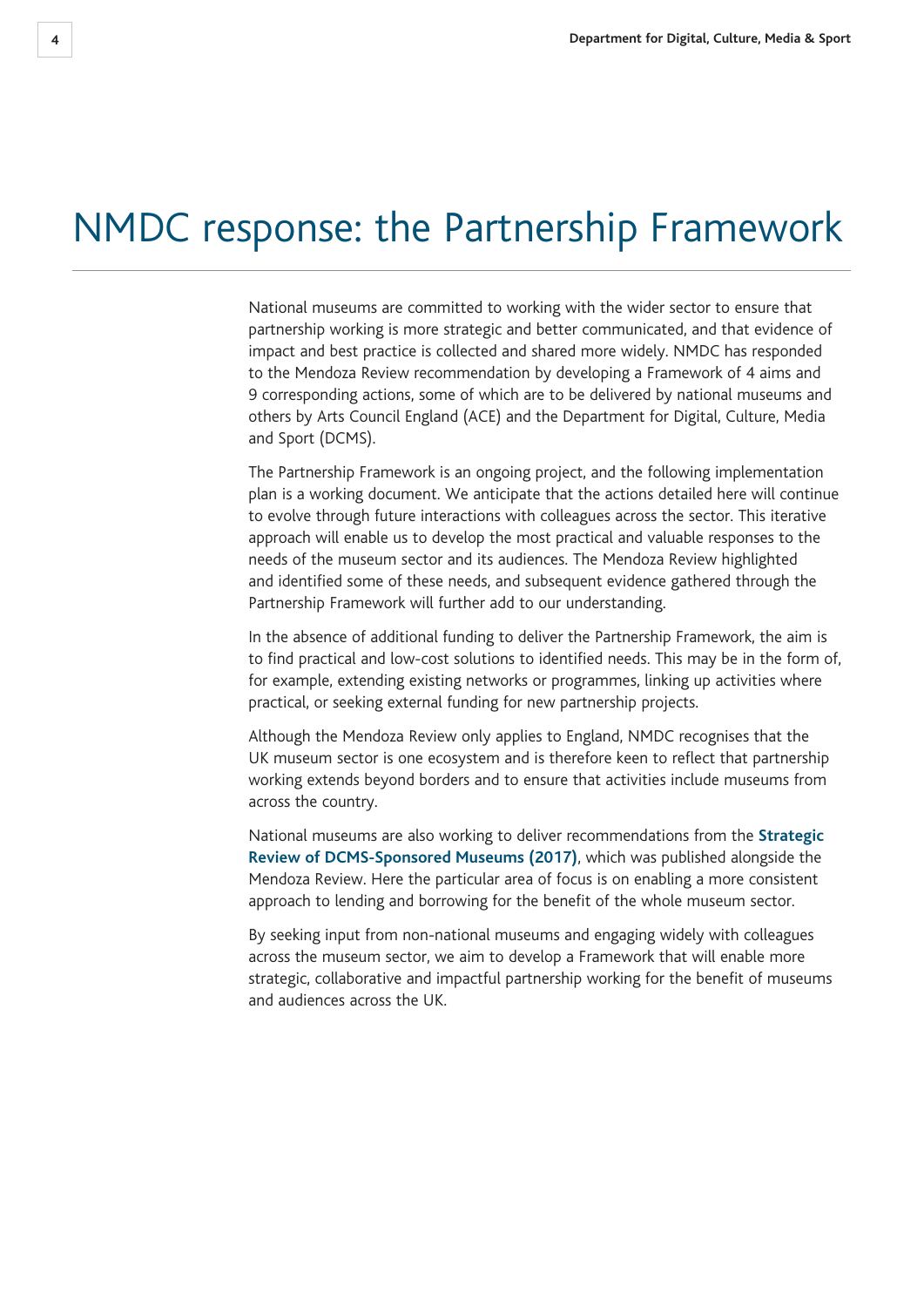# NMDC response: the Partnership Framework

National museums are committed to working with the wider sector to ensure that partnership working is more strategic and better communicated, and that evidence of impact and best practice is collected and shared more widely. NMDC has responded to the Mendoza Review recommendation by developing a Framework of 4 aims and 9 corresponding actions, some of which are to be delivered by national museums and others by Arts Council England (ACE) and the Department for Digital, Culture, Media and Sport (DCMS).

The Partnership Framework is an ongoing project, and the following implementation plan is a working document. We anticipate that the actions detailed here will continue to evolve through future interactions with colleagues across the sector. This iterative approach will enable us to develop the most practical and valuable responses to the needs of the museum sector and its audiences. The Mendoza Review highlighted and identified some of these needs, and subsequent evidence gathered through the Partnership Framework will further add to our understanding.

In the absence of additional funding to deliver the Partnership Framework, the aim is to find practical and low-cost solutions to identified needs. This may be in the form of, for example, extending existing networks or programmes, linking up activities where practical, or seeking external funding for new partnership projects.

Although the Mendoza Review only applies to England, NMDC recognises that the UK museum sector is one ecosystem and is therefore keen to reflect that partnership working extends beyond borders and to ensure that activities include museums from across the country.

National museums are also working to deliver recommendations from the **Strategic Review of DCMS-Sponsored Museums (2017)**, which was published alongside the Mendoza Review. Here the particular area of focus is on enabling a more consistent approach to lending and borrowing for the benefit of the whole museum sector.

By seeking input from non-national museums and engaging widely with colleagues across the museum sector, we aim to develop a Framework that will enable more strategic, collaborative and impactful partnership working for the benefit of museums and audiences across the UK.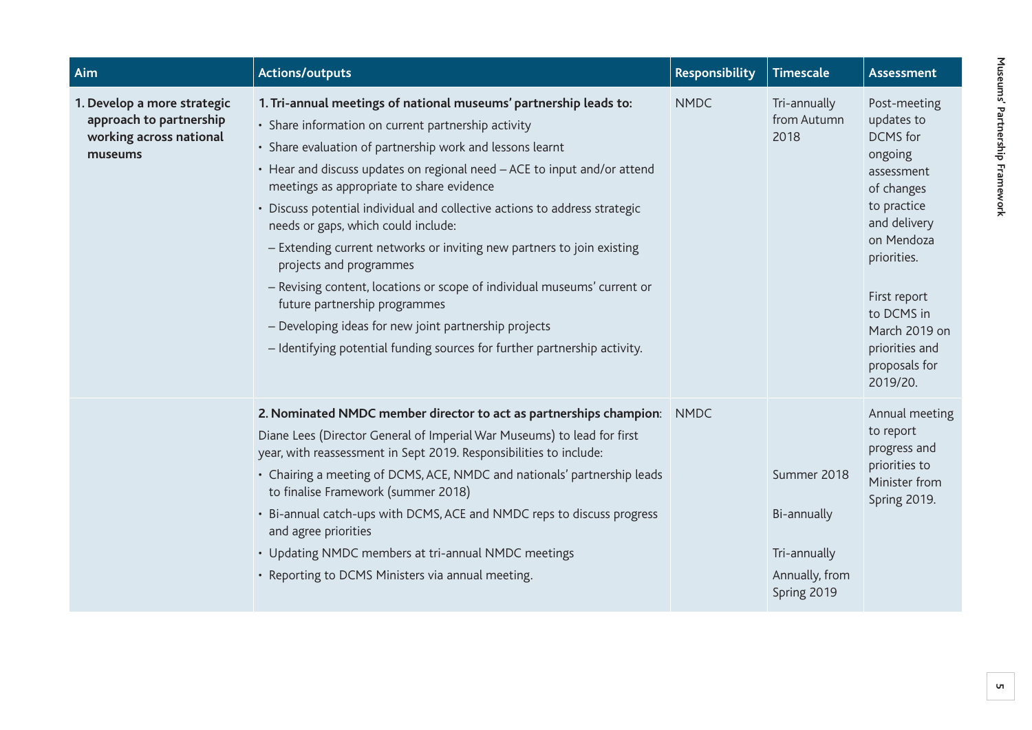| Aim | Actions/outputs | Responsibility | Timescale | Assessment |
|---|---|---|---|---|
| **1. Develop a more strategic approach to partnership working across national museums** | **1. Tri-annual meetings of national museums' partnership leads to:**<br>• Share information on current partnership activity<br>• Share evaluation of partnership work and lessons learnt<br>• Hear and discuss updates on regional need – ACE to input and/or attend meetings as appropriate to share evidence<br>• Discuss potential individual and collective actions to address strategic needs or gaps, which could include:<br>– Extending current networks or inviting new partners to join existing projects and programmes<br>– Revising content, locations or scope of individual museums' current or future partnership programmes<br>– Developing ideas for new joint partnership projects<br>– Identifying potential funding sources for further partnership activity. | NMDC | Tri-annually from Autumn 2018 | Post-meeting updates to DCMS for ongoing assessment of changes to practice and delivery on Mendoza priorities.<br><br>First report to DCMS in March 2019 on priorities and proposals for 2019/20. |
| | **2. Nominated NMDC member director to act as partnerships champion**:<br>Diane Lees (Director General of Imperial War Museums) to lead for first year, with reassessment in Sept 2019. Responsibilities to include:<br>• Chairing a meeting of DCMS, ACE, NMDC and nationals' partnership leads to finalise Framework (summer 2018)<br>• Bi-annual catch-ups with DCMS, ACE and NMDC reps to discuss progress and agree priorities<br>• Updating NMDC members at tri-annual NMDC meetings<br>• Reporting to DCMS Ministers via annual meeting. | NMDC | Summer 2018<br><br>Bi-annually<br><br>Tri-annually<br><br>Annually, from Spring 2019 | Annual meeting to report progress and priorities to Minister from Spring 2019. |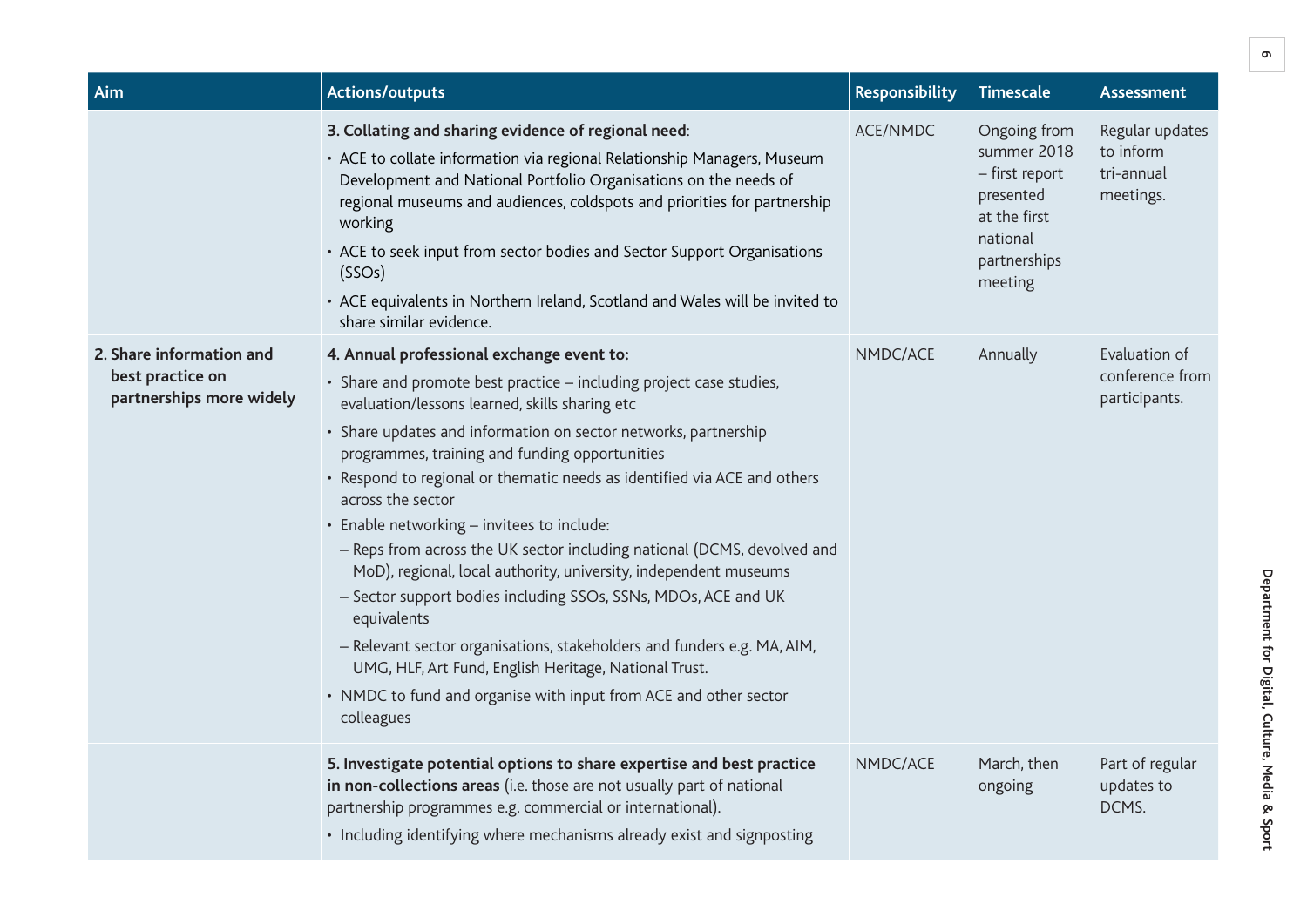| Aim | Actions/outputs | Responsibility | Timescale | Assessment |
|---|---|---|---|---|
| | **3. Collating and sharing evidence of regional need**:<br>• ACE to collate information via regional Relationship Managers, Museum Development and National Portfolio Organisations on the needs of regional museums and audiences, coldspots and priorities for partnership working<br>• ACE to seek input from sector bodies and Sector Support Organisations (SSOs)<br>• ACE equivalents in Northern Ireland, Scotland and Wales will be invited to share similar evidence. | ACE/NMDC | Ongoing from summer 2018 – first report presented at the first national partnerships meeting | Regular updates to inform tri-annual meetings. |
| **2. Share information and best practice on partnerships more widely** | **4. Annual professional exchange event to:**<br>• Share and promote best practice – including project case studies, evaluation/lessons learned, skills sharing etc<br>• Share updates and information on sector networks, partnership programmes, training and funding opportunities<br>• Respond to regional or thematic needs as identified via ACE and others across the sector<br>• Enable networking – invitees to include:<br>– Reps from across the UK sector including national (DCMS, devolved and MoD), regional, local authority, university, independent museums<br>– Sector support bodies including SSOs, SSNs, MDOs, ACE and UK equivalents<br>– Relevant sector organisations, stakeholders and funders e.g. MA, AIM, UMG, HLF, Art Fund, English Heritage, National Trust.<br>• NMDC to fund and organise with input from ACE and other sector colleagues | NMDC/ACE | Annually | Evaluation of conference from participants. |
| | **5. Investigate potential options to share expertise and best practice in non-collections areas** (i.e. those are not usually part of national partnership programmes e.g. commercial or international).<br>• Including identifying where mechanisms already exist and signposting | NMDC/ACE | March, then ongoing | Part of regular updates to DCMS. |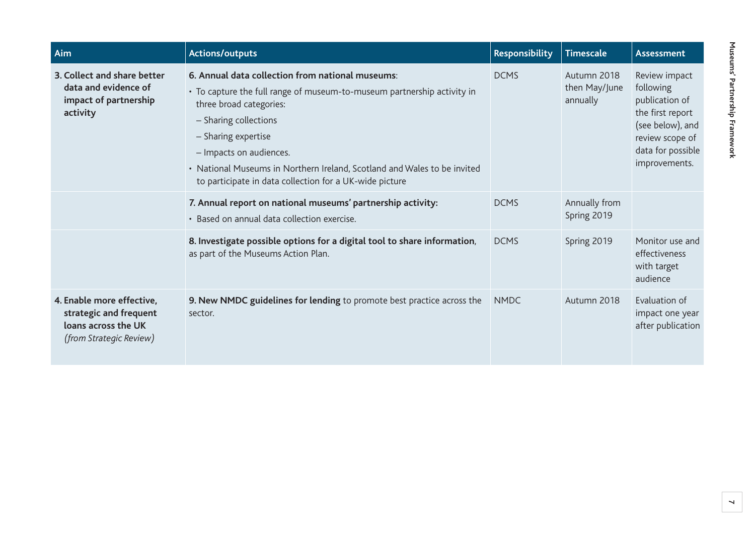| Aim | Actions/outputs | Responsibility | Timescale | Assessment |
|---|---|---|---|---|
| **3. Collect and share better data and evidence of impact of partnership activity** | **6. Annual data collection from national museums**:<br>• To capture the full range of museum-to-museum partnership activity in three broad categories:<br>– Sharing collections<br>– Sharing expertise<br>– Impacts on audiences.<br>• National Museums in Northern Ireland, Scotland and Wales to be invited to participate in data collection for a UK-wide picture | DCMS | Autumn 2018 then May/June annually | Review impact following publication of the first report (see below), and review scope of data for possible improvements. |
| | **7. Annual report on national museums' partnership activity:**<br>• Based on annual data collection exercise. | DCMS | Annually from Spring 2019 | |
| | **8. Investigate possible options for a digital tool to share information**, as part of the Museums Action Plan. | DCMS | Spring 2019 | Monitor use and effectiveness with target audience |
| **4. Enable more effective, strategic and frequent loans across the UK** *(from Strategic Review)* | **9. New NMDC guidelines for lending** to promote best practice across the sector. | NMDC | Autumn 2018 | Evaluation of impact one year after publication |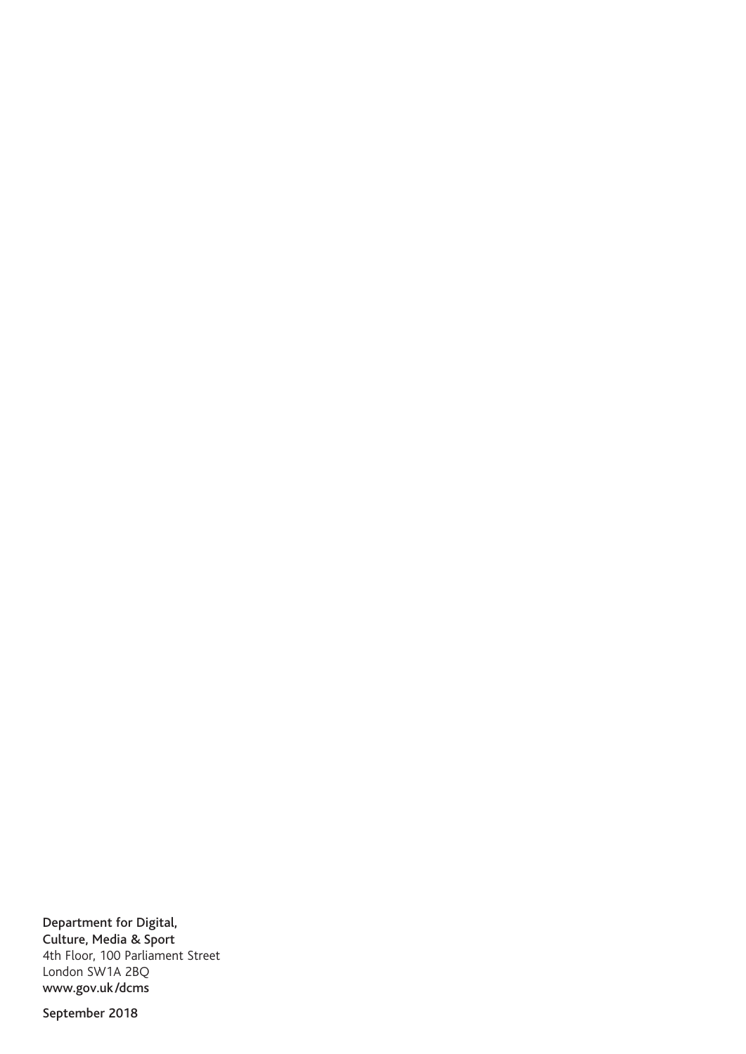**Department for Digital, Culture, Media & Sport**
4th Floor, 100 Parliament Street
London SW1A 2BQ
**www.gov.uk/dcms**

**September 2018**